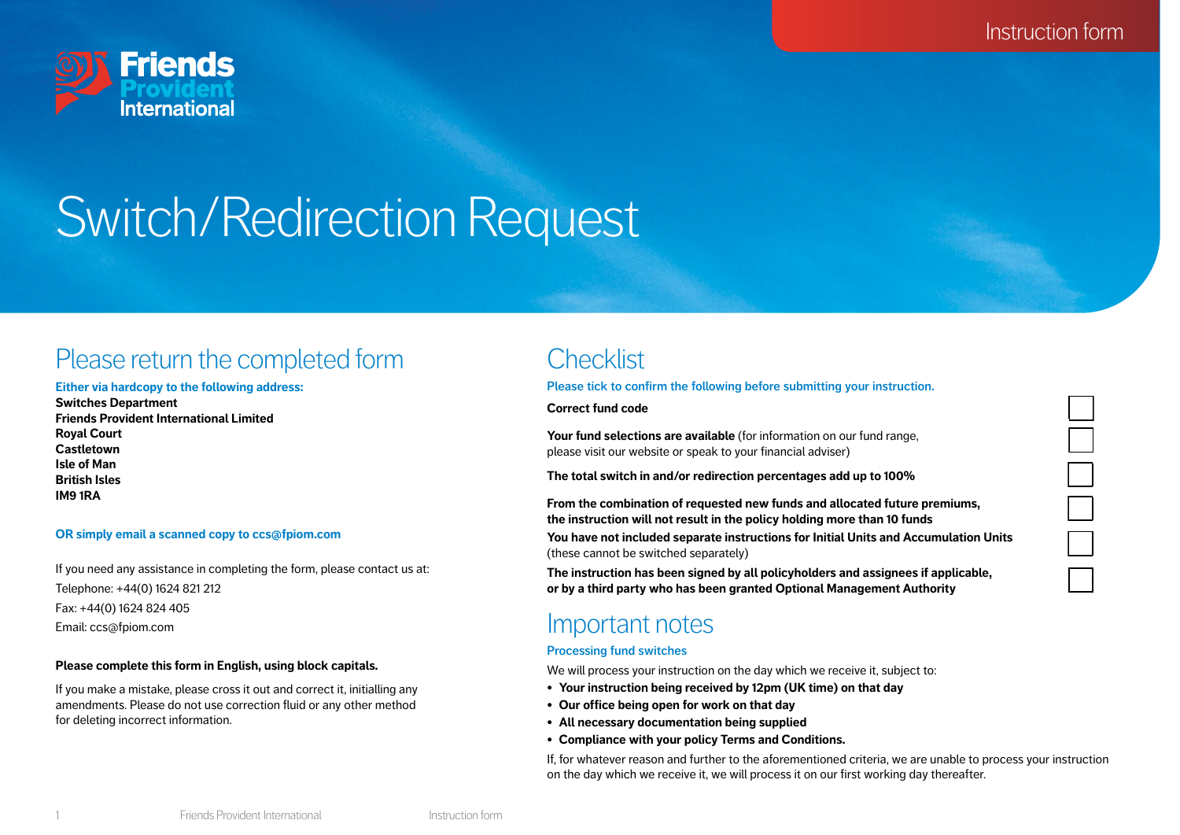Instruction form

Friends Provident International

# Switch/Redirection Request

## Please return the completed form

**Either via hardcopy to the following address:**

**Switches Department**
**Friends Provident International Limited**
**Royal Court**
**Castletown**
**Isle of Man**
**British Isles**
**IM9 1RA**

**OR simply email a scanned copy to ccs@fpiom.com**

If you need any assistance in completing the form, please contact us at:
Telephone: +44(0) 1624 821 212
Fax: +44(0) 1624 824 405
Email: ccs@fpiom.com

**Please complete this form in English, using block capitals.**

If you make a mistake, please cross it out and correct it, initialling any amendments. Please do not use correction fluid or any other method for deleting incorrect information.

## Checklist

Please tick to confirm the following before submitting your instruction.

- ☐ **Correct fund code**
- ☐ **Your fund selections are available** (for information on our fund range, please visit our website or speak to your financial adviser)
- ☐ **The total switch in and/or redirection percentages add up to 100%**
- ☐ **From the combination of requested new funds and allocated future premiums, the instruction will not result in the policy holding more than 10 funds**
- ☐ **You have not included separate instructions for Initial Units and Accumulation Units** (these cannot be switched separately)
- ☐ **The instruction has been signed by all policyholders and assignees if applicable, or by a third party who has been granted Optional Management Authority**

## Important notes

### Processing fund switches

We will process your instruction on the day which we receive it, subject to:

- **Your instruction being received by 12pm (UK time) on that day**
- **Our office being open for work on that day**
- **All necessary documentation being supplied**
- **Compliance with your policy Terms and Conditions.**

If, for whatever reason and further to the aforementioned criteria, we are unable to process your instruction on the day which we receive it, we will process it on our first working day thereafter.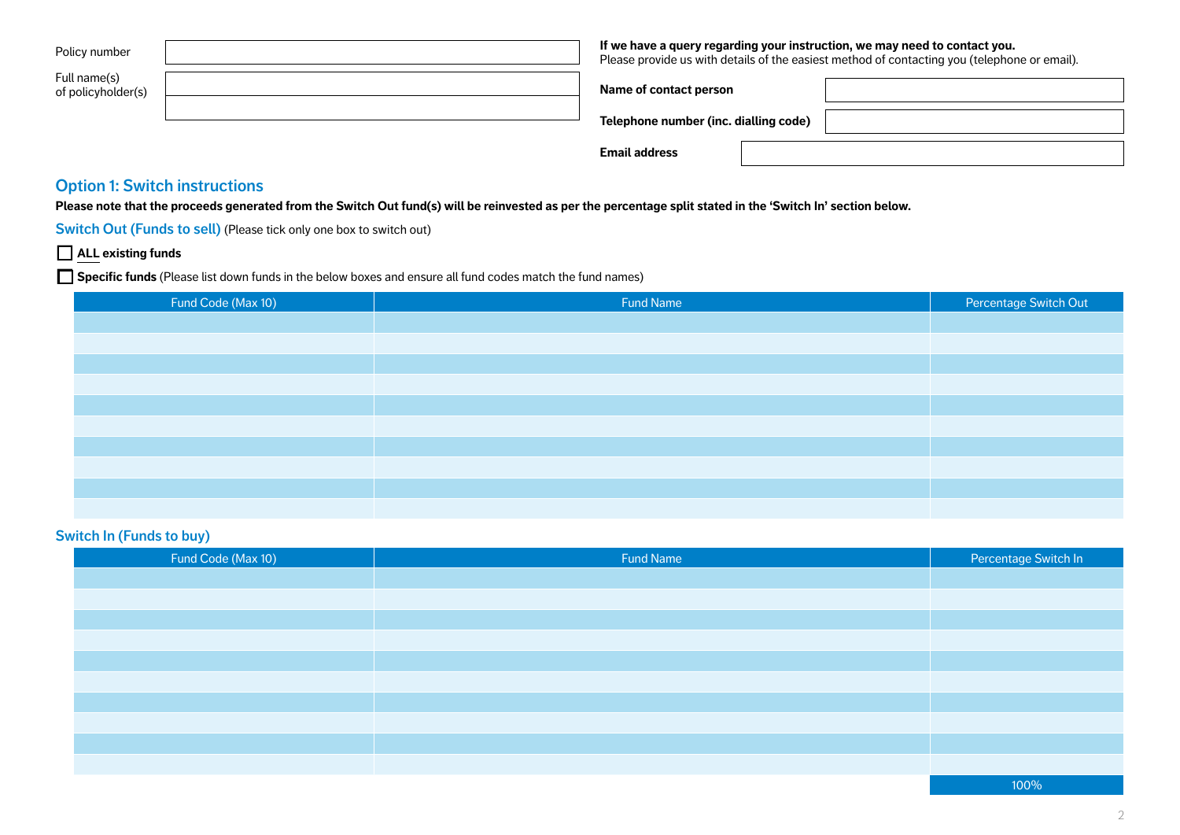| Policy number | |
|---|---|
| Full name(s) of policyholder(s) | |
| | |

**If we have a query regarding your instruction, we may need to contact you.**
Please provide us with details of the easiest method of contacting you (telephone or email).

| **Name of contact person** | |
|---|---|
| **Telephone number (inc. dialling code)** | |
| **Email address** | |

## Option 1: Switch instructions

**Please note that the proceeds generated from the Switch Out fund(s) will be reinvested as per the percentage split stated in the 'Switch In' section below.**

### Switch Out (Funds to sell) (Please tick only one box to switch out)

☐ **ALL existing funds**

☐ **Specific funds** (Please list down funds in the below boxes and ensure all fund codes match the fund names)

| Fund Code (Max 10) | Fund Name | Percentage Switch Out |
|---|---|---|
| | | |
| | | |
| | | |
| | | |
| | | |
| | | |
| | | |
| | | |
| | | |
| | | |

### Switch In (Funds to buy)

| Fund Code (Max 10) | Fund Name | Percentage Switch In |
|---|---|---|
| | | |
| | | |
| | | |
| | | |
| | | |
| | | |
| | | |
| | | |
| | | |
| | | |
| | | 100% |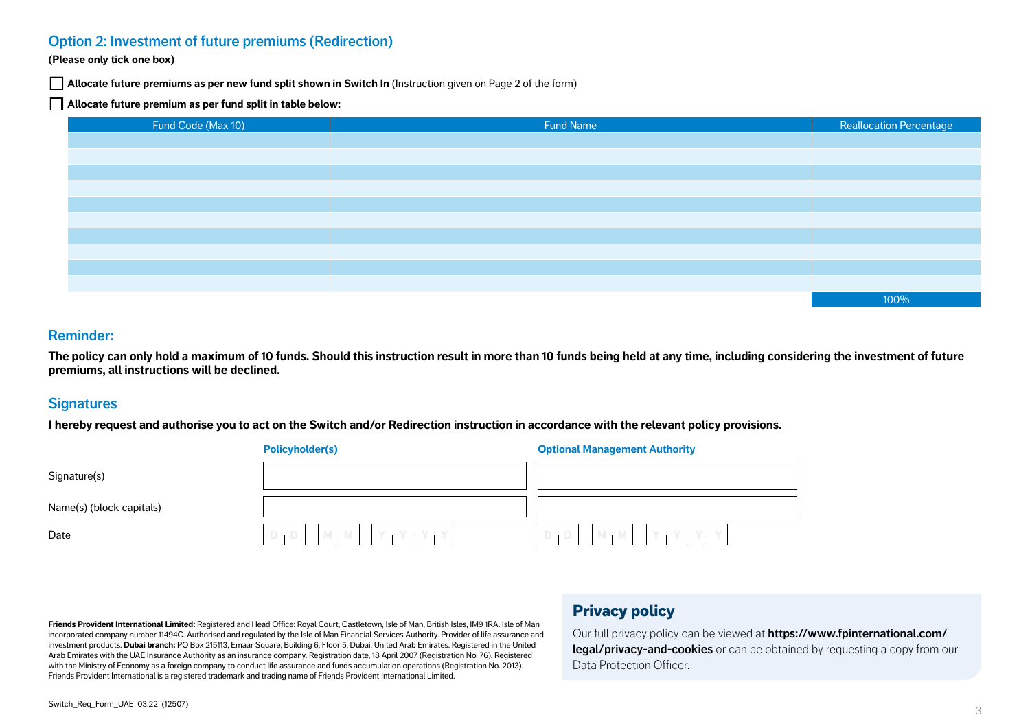## Option 2: Investment of future premiums (Redirection)

**(Please only tick one box)**

☐ **Allocate future premiums as per new fund split shown in Switch In** (Instruction given on Page 2 of the form)

☐ **Allocate future premium as per fund split in table below:**

| Fund Code (Max 10) | Fund Name | Reallocation Percentage |
|---|---|---|
| | | |
| | | |
| | | |
| | | |
| | | |
| | | |
| | | |
| | | |
| | | |
| | | |
| | | 100% |

## Reminder:

**The policy can only hold a maximum of 10 funds. Should this instruction result in more than 10 funds being held at any time, including considering the investment of future premiums, all instructions will be declined.**

## Signatures

**I hereby request and authorise you to act on the Switch and/or Redirection instruction in accordance with the relevant policy provisions.**

| | **Policyholder(s)** | **Optional Management Authority** |
|---|---|---|
| Signature(s) | | |
| Name(s) (block capitals) | | |
| Date | DD MM YYYY | DD MM YYYY |

**Friends Provident International Limited:** Registered and Head Office: Royal Court, Castletown, Isle of Man, British Isles, IM9 1RA. Isle of Man incorporated company number 11494C. Authorised and regulated by the Isle of Man Financial Services Authority. Provider of life assurance and investment products. **Dubai branch:** PO Box 215113, Emaar Square, Building 6, Floor 5, Dubai, United Arab Emirates. Registered in the United Arab Emirates with the UAE Insurance Authority as an insurance company. Registration date, 18 April 2007 (Registration No. 76). Registered with the Ministry of Economy as a foreign company to conduct life assurance and funds accumulation operations (Registration No. 2013). Friends Provident International is a registered trademark and trading name of Friends Provident International Limited.

## Privacy policy

Our full privacy policy can be viewed at **https://www.fpinternational.com/legal/privacy-and-cookies** or can be obtained by requesting a copy from our Data Protection Officer.

Switch_Req_Form_UAE 03.22 (12507)